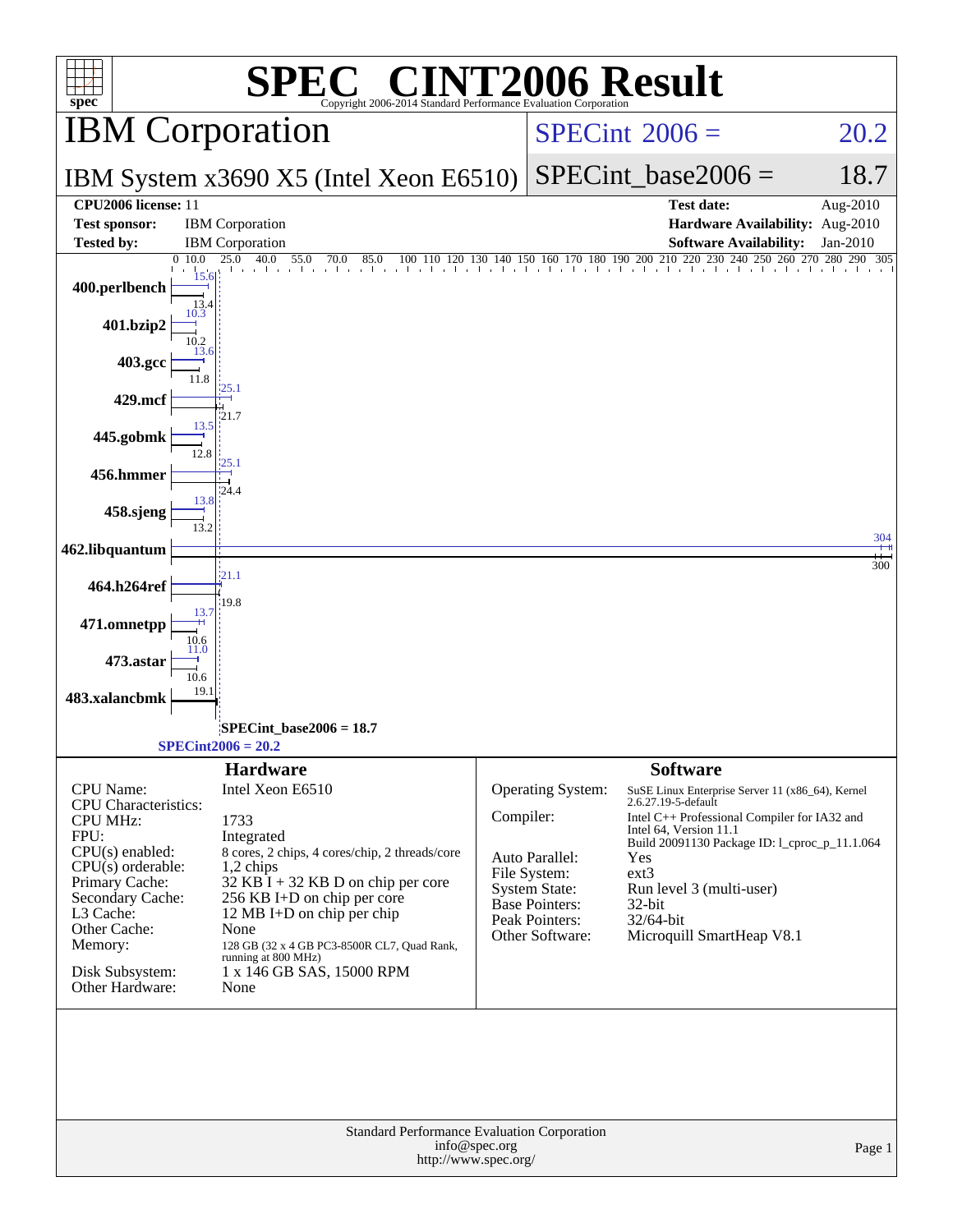# SPEC CINT2006 Result

Copyright 2006-2014 Standard Performance Evaluation Corporation

## IBM Corporation

**SPECint 2006 = 20.2**

**IBM System x3690 X5 (Intel Xeon E6510)**

**SPECint_base2006 = 18.7**

| | | | |
|---|---|---|---|
| **CPU2006 license:** 11 | | **Test date:** | Aug-2010 |
| **Test sponsor:** | IBM Corporation | **Hardware Availability:** | Aug-2010 |
| **Tested by:** | IBM Corporation | **Software Availability:** | Jan-2010 |

| Benchmark | Peak | Base |
|---|---|---|
| 400.perlbench | 15.6 | 13.4 |
| 401.bzip2 | 10.3 | 10.2 |
| 403.gcc | 13.6 | 11.8 |
| 429.mcf | 25.1 | 21.7 |
| 445.gobmk | 13.5 | 12.8 |
| 456.hmmer | 25.1 | 24.4 |
| 458.sjeng | 13.8 | 13.2 |
| 462.libquantum | 304 | 300 |
| 464.h264ref | 21.1 | 19.8 |
| 471.omnetpp | 13.7 | 10.6 |
| 473.astar | 11.0 | 10.6 |
| 483.xalancbmk | | 19.1 |

SPECint_base2006 = 18.7

SPECint2006 = 20.2

### Hardware

| | |
|---|---|
| CPU Name: | Intel Xeon E6510 |
| CPU Characteristics: | |
| CPU MHz: | 1733 |
| FPU: | Integrated |
| CPU(s) enabled: | 8 cores, 2 chips, 4 cores/chip, 2 threads/core |
| CPU(s) orderable: | 1,2 chips |
| Primary Cache: | 32 KB I + 32 KB D on chip per core |
| Secondary Cache: | 256 KB I+D on chip per core |
| L3 Cache: | 12 MB I+D on chip per chip |
| Other Cache: | None |
| Memory: | 128 GB (32 x 4 GB PC3-8500R CL7, Quad Rank, running at 800 MHz) |
| Disk Subsystem: | 1 x 146 GB SAS, 15000 RPM |
| Other Hardware: | None |

### Software

| | |
|---|---|
| Operating System: | SuSE Linux Enterprise Server 11 (x86_64), Kernel 2.6.27.19-5-default |
| Compiler: | Intel C++ Professional Compiler for IA32 and Intel 64, Version 11.1 Build 20091130 Package ID: l_cproc_p_11.1.064 |
| Auto Parallel: | Yes |
| File System: | ext3 |
| System State: | Run level 3 (multi-user) |
| Base Pointers: | 32-bit |
| Peak Pointers: | 32/64-bit |
| Other Software: | Microquill SmartHeap V8.1 |

Standard Performance Evaluation Corporation
info@spec.org
http://www.spec.org/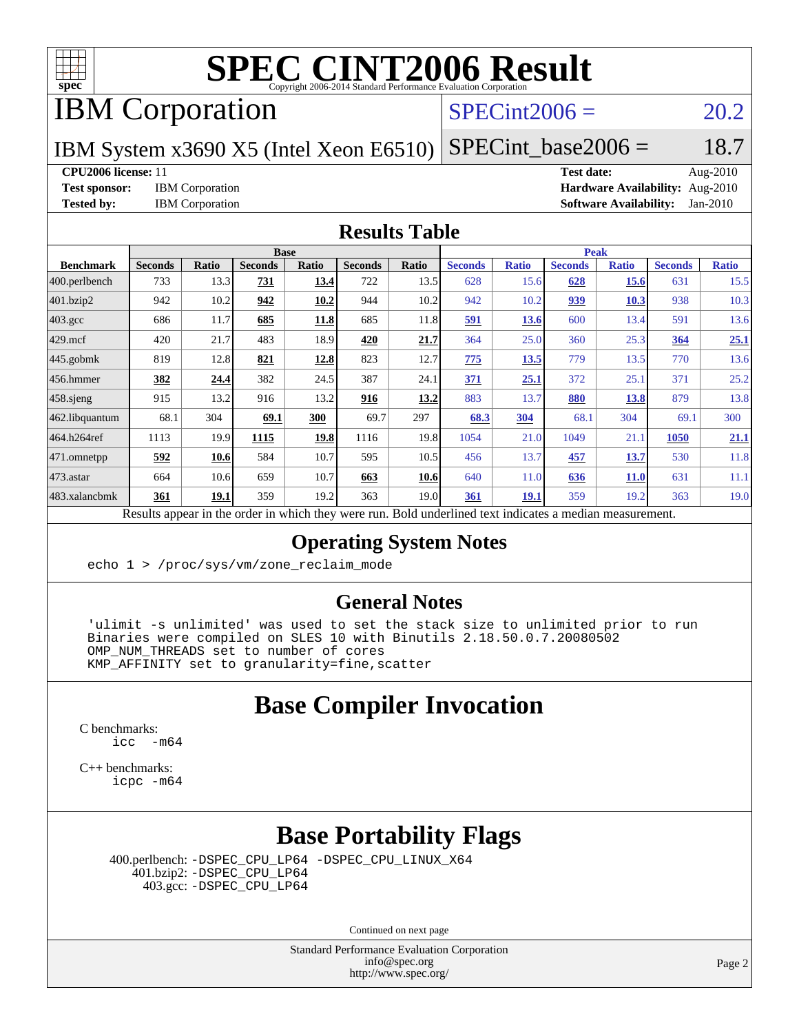# SPEC CINT2006 Result

Copyright 2006-2014 Standard Performance Evaluation Corporation

## IBM Corporation

**IBM System x3690 X5 (Intel Xeon E6510)**

SPECint2006 = 20.2

SPECint_base2006 = 18.7

**CPU2006 license:** 11
**Test sponsor:** IBM Corporation
**Tested by:** IBM Corporation
**Test date:** Aug-2010
**Hardware Availability:** Aug-2010
**Software Availability:** Jan-2010

## Results Table

| Benchmark | Base | | | | | | Peak | | | | | |
|---|---|---|---|---|---|---|---|---|---|---|---|---|
| | Seconds | Ratio | Seconds | Ratio | Seconds | Ratio | Seconds | Ratio | Seconds | Ratio | Seconds | Ratio |
| 400.perlbench | 733 | 13.3 | **731** | **13.4** | 722 | 13.5 | 628 | 15.6 | **628** | **15.6** | 631 | 15.5 |
| 401.bzip2 | 942 | 10.2 | **942** | **10.2** | 944 | 10.2 | 942 | 10.2 | **939** | **10.3** | 938 | 10.3 |
| 403.gcc | 686 | 11.7 | **685** | **11.8** | 685 | 11.8 | **591** | **13.6** | 600 | 13.4 | 591 | 13.6 |
| 429.mcf | 420 | 21.7 | 483 | 18.9 | **420** | **21.7** | 364 | 25.0 | 360 | 25.3 | **364** | **25.1** |
| 445.gobmk | 819 | 12.8 | **821** | **12.8** | 823 | 12.7 | **775** | **13.5** | 779 | 13.5 | 770 | 13.6 |
| 456.hmmer | **382** | **24.4** | 382 | 24.5 | 387 | 24.1 | **371** | **25.1** | 372 | 25.1 | 371 | 25.2 |
| 458.sjeng | 915 | 13.2 | 916 | 13.2 | **916** | **13.2** | 883 | 13.7 | **880** | **13.8** | 879 | 13.8 |
| 462.libquantum | 68.1 | 304 | **69.1** | **300** | 69.7 | 297 | **68.3** | **304** | 68.1 | 304 | 69.1 | 300 |
| 464.h264ref | 1113 | 19.9 | **1115** | **19.8** | 1116 | 19.8 | 1054 | 21.0 | 1049 | 21.1 | **1050** | **21.1** |
| 471.omnetpp | **592** | **10.6** | 584 | 10.7 | 595 | 10.5 | 456 | 13.7 | **457** | **13.7** | 530 | 11.8 |
| 473.astar | 664 | 10.6 | 659 | 10.7 | **663** | **10.6** | 640 | 11.0 | **636** | **11.0** | 631 | 11.1 |
| 483.xalancbmk | **361** | **19.1** | 359 | 19.2 | 363 | 19.0 | **361** | **19.1** | 359 | 19.2 | 363 | 19.0 |

Results appear in the order in which they were run. Bold underlined text indicates a median measurement.

## Operating System Notes

```
echo 1 > /proc/sys/vm/zone_reclaim_mode
```

## General Notes

```
'ulimit -s unlimited' was used to set the stack size to unlimited prior to run
Binaries were compiled on SLES 10 with Binutils 2.18.50.0.7.20080502
OMP_NUM_THREADS set to number of cores
KMP_AFFINITY set to granularity=fine,scatter
```

## Base Compiler Invocation

C benchmarks:
```
icc  -m64
```

C++ benchmarks:
```
icpc -m64
```

## Base Portability Flags

400.perlbench: -DSPEC_CPU_LP64 -DSPEC_CPU_LINUX_X64
401.bzip2: -DSPEC_CPU_LP64
403.gcc: -DSPEC_CPU_LP64

Continued on next page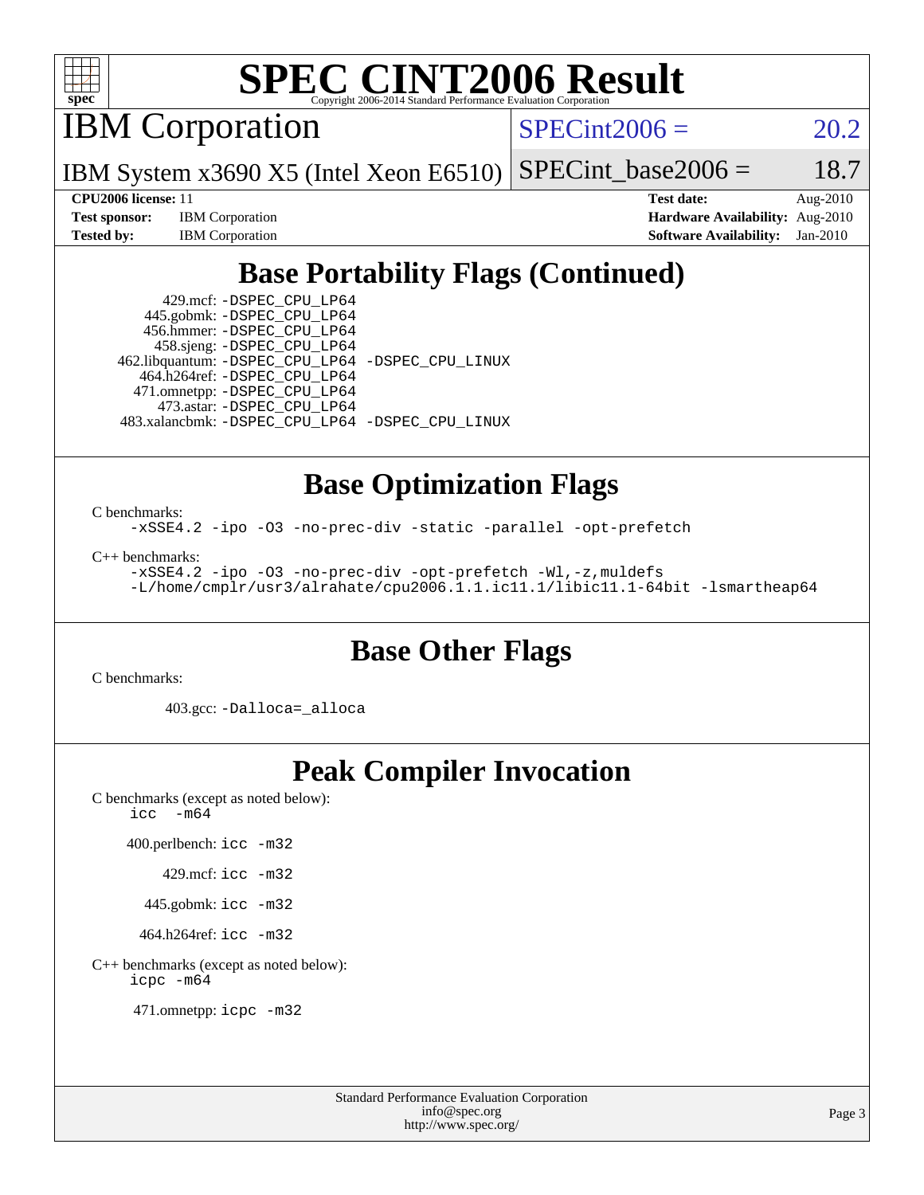# SPEC CINT2006 Result

Copyright 2006-2014 Standard Performance Evaluation Corporation

## IBM Corporation

IBM System x3690 X5 (Intel Xeon E6510)

SPECint2006 = 20.2

SPECint_base2006 = 18.7

| | | | |
|---|---|---|---|
| **CPU2006 license:** 11 | | **Test date:** | Aug-2010 |
| **Test sponsor:** | IBM Corporation | **Hardware Availability:** | Aug-2010 |
| **Tested by:** | IBM Corporation | **Software Availability:** | Jan-2010 |

## Base Portability Flags (Continued)

429.mcf: `-DSPEC_CPU_LP64`
445.gobmk: `-DSPEC_CPU_LP64`
456.hmmer: `-DSPEC_CPU_LP64`
458.sjeng: `-DSPEC_CPU_LP64`
462.libquantum: `-DSPEC_CPU_LP64 -DSPEC_CPU_LINUX`
464.h264ref: `-DSPEC_CPU_LP64`
471.omnetpp: `-DSPEC_CPU_LP64`
473.astar: `-DSPEC_CPU_LP64`
483.xalancbmk: `-DSPEC_CPU_LP64 -DSPEC_CPU_LINUX`

## Base Optimization Flags

C benchmarks:

```
-xSSE4.2 -ipo -O3 -no-prec-div -static -parallel -opt-prefetch
```

C++ benchmarks:

```
-xSSE4.2 -ipo -O3 -no-prec-div -opt-prefetch -Wl,-z,muldefs
-L/home/cmplr/usr3/alrahate/cpu2006.1.1.ic11.1/libic11.1-64bit -lsmartheap64
```

## Base Other Flags

C benchmarks:

403.gcc: `-Dalloca=_alloca`

## Peak Compiler Invocation

C benchmarks (except as noted below):

```
icc -m64
```

400.perlbench: `icc -m32`

429.mcf: `icc -m32`

445.gobmk: `icc -m32`

464.h264ref: `icc -m32`

C++ benchmarks (except as noted below):

```
icpc -m64
```

471.omnetpp: `icpc -m32`

Standard Performance Evaluation Corporation
info@spec.org
http://www.spec.org/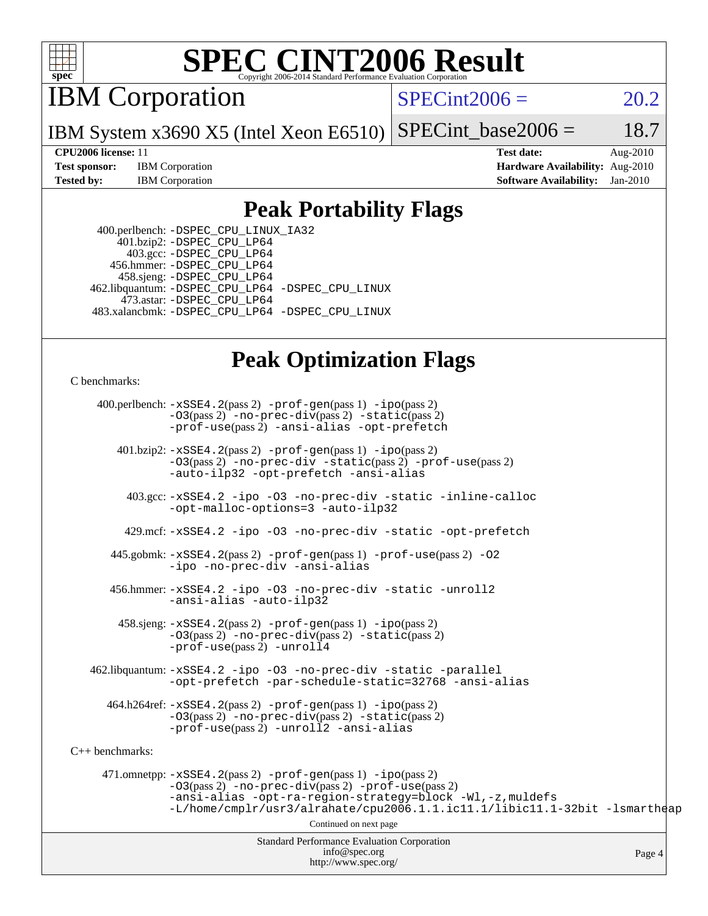# SPEC CINT2006 Result

Copyright 2006-2014 Standard Performance Evaluation Corporation

## IBM Corporation

IBM System x3690 X5 (Intel Xeon E6510)

SPECint2006 = 20.2

SPECint_base2006 = 18.7

**CPU2006 license:** 11
**Test sponsor:** IBM Corporation
**Tested by:** IBM Corporation

**Test date:** Aug-2010
**Hardware Availability:** Aug-2010
**Software Availability:** Jan-2010

## Peak Portability Flags

400.perlbench: -DSPEC_CPU_LINUX_IA32
401.bzip2: -DSPEC_CPU_LP64
403.gcc: -DSPEC_CPU_LP64
456.hmmer: -DSPEC_CPU_LP64
458.sjeng: -DSPEC_CPU_LP64
462.libquantum: -DSPEC_CPU_LP64 -DSPEC_CPU_LINUX
473.astar: -DSPEC_CPU_LP64
483.xalancbmk: -DSPEC_CPU_LP64 -DSPEC_CPU_LINUX

## Peak Optimization Flags

C benchmarks:

400.perlbench: -xSSE4.2(pass 2) -prof-gen(pass 1) -ipo(pass 2) -O3(pass 2) -no-prec-div(pass 2) -static(pass 2) -prof-use(pass 2) -ansi-alias -opt-prefetch

401.bzip2: -xSSE4.2(pass 2) -prof-gen(pass 1) -ipo(pass 2) -O3(pass 2) -no-prec-div -static(pass 2) -prof-use(pass 2) -auto-ilp32 -opt-prefetch -ansi-alias

403.gcc: -xSSE4.2 -ipo -O3 -no-prec-div -static -inline-calloc -opt-malloc-options=3 -auto-ilp32

429.mcf: -xSSE4.2 -ipo -O3 -no-prec-div -static -opt-prefetch

445.gobmk: -xSSE4.2(pass 2) -prof-gen(pass 1) -prof-use(pass 2) -O2 -ipo -no-prec-div -ansi-alias

456.hmmer: -xSSE4.2 -ipo -O3 -no-prec-div -static -unroll2 -ansi-alias -auto-ilp32

458.sjeng: -xSSE4.2(pass 2) -prof-gen(pass 1) -ipo(pass 2) -O3(pass 2) -no-prec-div(pass 2) -static(pass 2) -prof-use(pass 2) -unroll4

462.libquantum: -xSSE4.2 -ipo -O3 -no-prec-div -static -parallel -opt-prefetch -par-schedule-static=32768 -ansi-alias

464.h264ref: -xSSE4.2(pass 2) -prof-gen(pass 1) -ipo(pass 2) -O3(pass 2) -no-prec-div(pass 2) -static(pass 2) -prof-use(pass 2) -unroll2 -ansi-alias

C++ benchmarks:

471.omnetpp: -xSSE4.2(pass 2) -prof-gen(pass 1) -ipo(pass 2) -O3(pass 2) -no-prec-div(pass 2) -prof-use(pass 2) -ansi-alias -opt-ra-region-strategy=block -Wl,-z,muldefs -L/home/cmplr/usr3/alrahate/cpu2006.1.1.ic11.1/libic11.1-32bit -lsmartheap

Continued on next page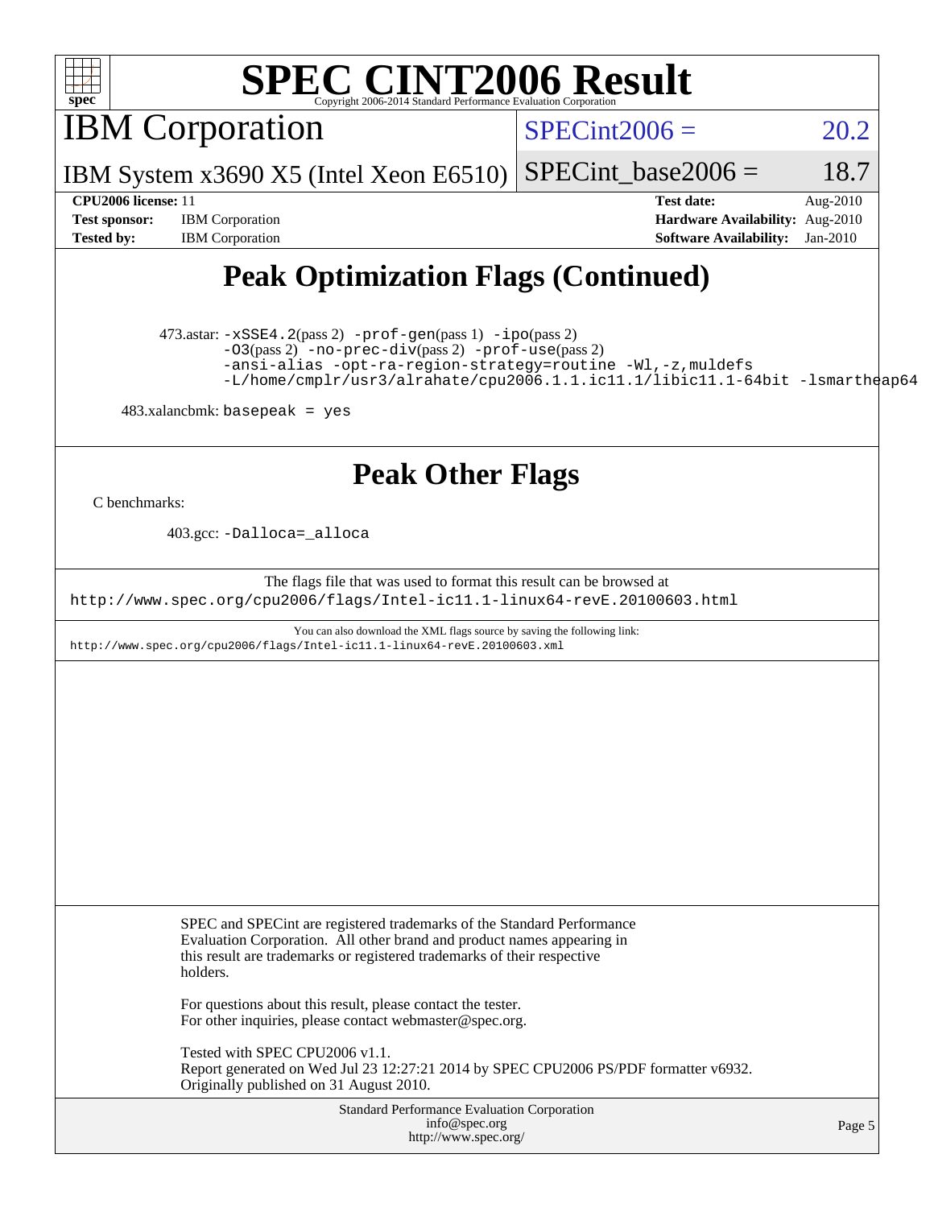# SPEC CINT2006 Result

Copyright 2006-2014 Standard Performance Evaluation Corporation

## IBM Corporation

IBM System x3690 X5 (Intel Xeon E6510)

SPECint2006 = 20.2

SPECint_base2006 = 18.7

| | | | |
|---|---|---|---|
| **CPU2006 license:** | 11 | **Test date:** | Aug-2010 |
| **Test sponsor:** | IBM Corporation | **Hardware Availability:** | Aug-2010 |
| **Tested by:** | IBM Corporation | **Software Availability:** | Jan-2010 |

## Peak Optimization Flags (Continued)

473.astar: `-xSSE4.2`(pass 2) `-prof-gen`(pass 1) `-ipo`(pass 2) `-O3`(pass 2) `-no-prec-div`(pass 2) `-prof-use`(pass 2) `-ansi-alias` `-opt-ra-region-strategy=routine` `-Wl,-z,muldefs` `-L/home/cmplr/usr3/alrahate/cpu2006.1.1.ic11.1/libic11.1-64bit` `-lsmartheap64`

483.xalancbmk: `basepeak = yes`

## Peak Other Flags

C benchmarks:

403.gcc: `-Dalloca=_alloca`

The flags file that was used to format this result can be browsed at
http://www.spec.org/cpu2006/flags/Intel-ic11.1-linux64-revE.20100603.html

You can also download the XML flags source by saving the following link:
http://www.spec.org/cpu2006/flags/Intel-ic11.1-linux64-revE.20100603.xml

SPEC and SPECint are registered trademarks of the Standard Performance Evaluation Corporation. All other brand and product names appearing in this result are trademarks or registered trademarks of their respective holders.

For questions about this result, please contact the tester.
For other inquiries, please contact webmaster@spec.org.

Tested with SPEC CPU2006 v1.1.
Report generated on Wed Jul 23 12:27:21 2014 by SPEC CPU2006 PS/PDF formatter v6932.
Originally published on 31 August 2010.

Standard Performance Evaluation Corporation
info@spec.org
http://www.spec.org/